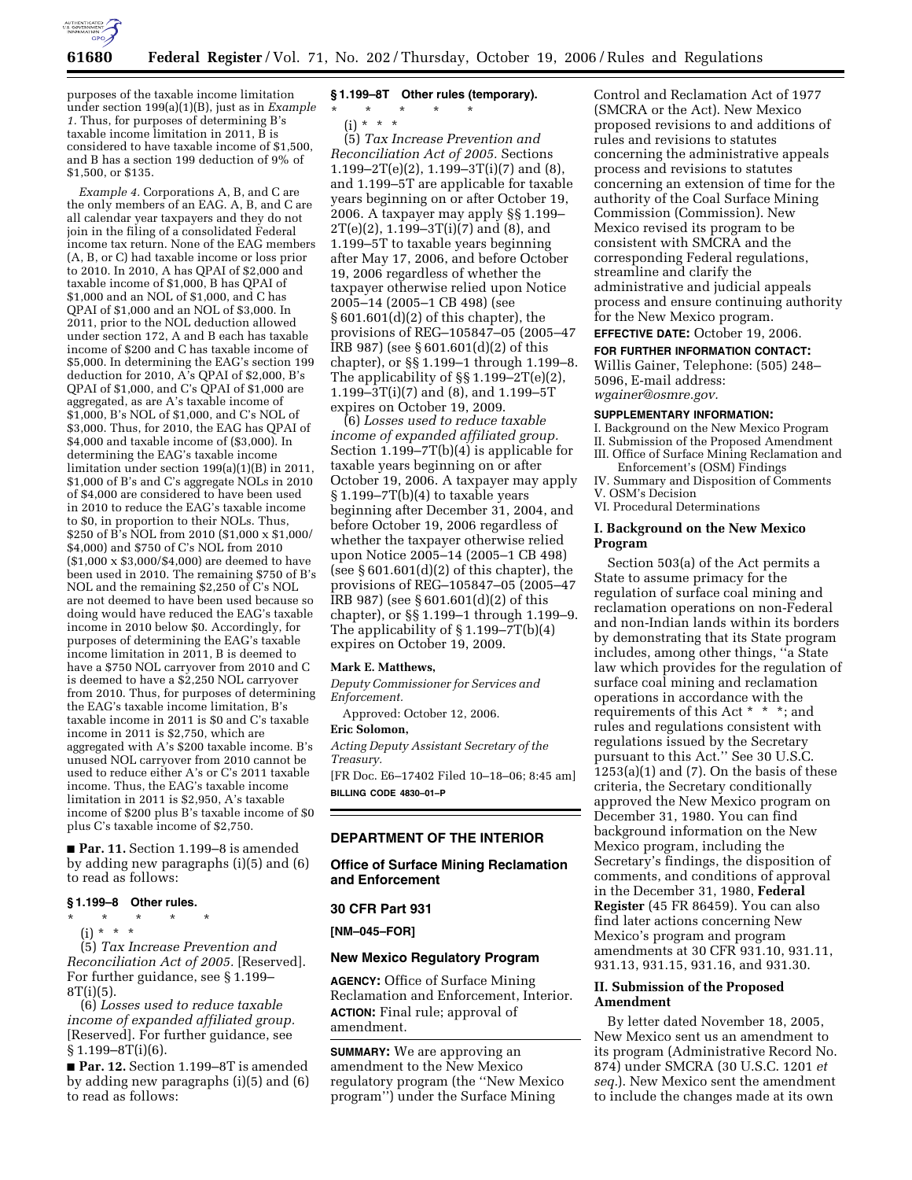purposes of the taxable income limitation under section 199(a)(1)(B), just as in *Example 1.* Thus, for purposes of determining B's taxable income limitation in 2011, B is considered to have taxable income of $1,500, and B has a section 199 deduction of 9% of $1,500, or $135.

*Example 4.* Corporations A, B, and C are the only members of an EAG. A, B, and C are all calendar year taxpayers and they do not join in the filing of a consolidated Federal income tax return. None of the EAG members (A, B, or C) had taxable income or loss prior to 2010. In 2010, A has QPAI of $2,000 and taxable income of $1,000, B has QPAI of $1,000 and an NOL of $1,000, and C has QPAI of $1,000 and an NOL of $3,000. In 2011, prior to the NOL deduction allowed under section 172, A and B each has taxable income of $200 and C has taxable income of $5,000. In determining the EAG's section 199 deduction for 2010, A's QPAI of $2,000, B's QPAI of $1,000, and C's QPAI of $1,000 are aggregated, as are A's taxable income of $1,000, B's NOL of $1,000, and C's NOL of $3,000. Thus, for 2010, the EAG has QPAI of $4,000 and taxable income of ($3,000). In determining the EAG's taxable income limitation under section 199(a)(1)(B) in 2011, $1,000 of B's and C's aggregate NOLs in 2010 of $4,000 are considered to have been used in 2010 to reduce the EAG's taxable income to $0, in proportion to their NOLs. Thus, $250 of B's NOL from 2010 ($1,000 x $1,000/$4,000) and $750 of C's NOL from 2010 ($1,000 x $3,000/$4,000) are deemed to have been used in 2010. The remaining $750 of B's NOL and the remaining $2,250 of C's NOL are not deemed to have been used because so doing would have reduced the EAG's taxable income in 2010 below $0. Accordingly, for purposes of determining the EAG's taxable income limitation in 2011, B is deemed to have a $750 NOL carryover from 2010 and C is deemed to have a $2,250 NOL carryover from 2010. Thus, for purposes of determining the EAG's taxable income limitation, B's taxable income in 2011 is $0 and C's taxable income in 2011 is $2,750, which are aggregated with A's $200 taxable income. B's unused NOL carryover from 2010 cannot be used to reduce either A's or C's 2011 taxable income. Thus, the EAG's taxable income limitation in 2011 is $2,950, A's taxable income of $200 plus B's taxable income of $0 plus C's taxable income of $2,750.

■ **Par. 11.** Section 1.199–8 is amended by adding new paragraphs (i)(5) and (6) to read as follows:

### § 1.199–8 Other rules.

\* \* \* \* \*

(i) \* \* \*

(5) *Tax Increase Prevention and Reconciliation Act of 2005.* [Reserved]. For further guidance, see § 1.199–8T(i)(5).

(6) *Losses used to reduce taxable income of expanded affiliated group.* [Reserved]. For further guidance, see § 1.199–8T(i)(6).

■ **Par. 12.** Section 1.199–8T is amended by adding new paragraphs (i)(5) and (6) to read as follows:

### § 1.199–8T Other rules (temporary).

\* \* \* \* \*

(i) \* \* \*

(5) *Tax Increase Prevention and Reconciliation Act of 2005.* Sections 1.199–2T(e)(2), 1.199–3T(i)(7) and (8), and 1.199–5T are applicable for taxable years beginning on or after October 19, 2006. A taxpayer may apply §§ 1.199–2T(e)(2), 1.199–3T(i)(7) and (8), and 1.199–5T to taxable years beginning after May 17, 2006, and before October 19, 2006 regardless of whether the taxpayer otherwise relied upon Notice 2005–14 (2005–1 CB 498) (see § 601.601(d)(2) of this chapter), the provisions of REG–105847–05 (2005–47 IRB 987) (see § 601.601(d)(2) of this chapter), or §§ 1.199–1 through 1.199–8. The applicability of §§ 1.199–2T(e)(2), 1.199–3T(i)(7) and (8), and 1.199–5T expires on October 19, 2009.

(6) *Losses used to reduce taxable income of expanded affiliated group.* Section 1.199–7T(b)(4) is applicable for taxable years beginning on or after October 19, 2006. A taxpayer may apply § 1.199–7T(b)(4) to taxable years beginning after December 31, 2004, and before October 19, 2006 regardless of whether the taxpayer otherwise relied upon Notice 2005–14 (2005–1 CB 498) (see § 601.601(d)(2) of this chapter), the provisions of REG–105847–05 (2005–47 IRB 987) (see § 601.601(d)(2) of this chapter), or §§ 1.199–1 through 1.199–9. The applicability of § 1.199–7T(b)(4) expires on October 19, 2009.

**Mark E. Matthews,**

*Deputy Commissioner for Services and Enforcement.*

Approved: October 12, 2006.

**Eric Solomon,**

*Acting Deputy Assistant Secretary of the Treasury.*

[FR Doc. E6–17402 Filed 10–18–06; 8:45 am]

**BILLING CODE 4830–01–P**

## DEPARTMENT OF THE INTERIOR

## Office of Surface Mining Reclamation and Enforcement

## 30 CFR Part 931

**[NM–045–FOR]**

## New Mexico Regulatory Program

**AGENCY:** Office of Surface Mining Reclamation and Enforcement, Interior.

**ACTION:** Final rule; approval of amendment.

**SUMMARY:** We are approving an amendment to the New Mexico regulatory program (the ''New Mexico program'') under the Surface Mining Control and Reclamation Act of 1977 (SMCRA or the Act). New Mexico proposed revisions to and additions of rules and revisions to statutes concerning the administrative appeals process and revisions to statutes concerning an extension of time for the authority of the Coal Surface Mining Commission (Commission). New Mexico revised its program to be consistent with SMCRA and the corresponding Federal regulations, streamline and clarify the administrative and judicial appeals process and ensure continuing authority for the New Mexico program.

**EFFECTIVE DATE:** October 19, 2006.

**FOR FURTHER INFORMATION CONTACT:** Willis Gainer, Telephone: (505) 248–5096, E-mail address: *wgainer@osmre.gov.*

**SUPPLEMENTARY INFORMATION:**

I. Background on the New Mexico Program
II. Submission of the Proposed Amendment
III. Office of Surface Mining Reclamation and Enforcement's (OSM) Findings
IV. Summary and Disposition of Comments
V. OSM's Decision
VI. Procedural Determinations

### I. Background on the New Mexico Program

Section 503(a) of the Act permits a State to assume primacy for the regulation of surface coal mining and reclamation operations on non-Federal and non-Indian lands within its borders by demonstrating that its State program includes, among other things, ''a State law which provides for the regulation of surface coal mining and reclamation operations in accordance with the requirements of this Act \* \* \*; and rules and regulations consistent with regulations issued by the Secretary pursuant to this Act.'' See 30 U.S.C. 1253(a)(1) and (7). On the basis of these criteria, the Secretary conditionally approved the New Mexico program on December 31, 1980. You can find background information on the New Mexico program, including the Secretary's findings, the disposition of comments, and conditions of approval in the December 31, 1980, **Federal Register** (45 FR 86459). You can also find later actions concerning New Mexico's program and program amendments at 30 CFR 931.10, 931.11, 931.13, 931.15, 931.16, and 931.30.

### II. Submission of the Proposed Amendment

By letter dated November 18, 2005, New Mexico sent us an amendment to its program (Administrative Record No. 874) under SMCRA (30 U.S.C. 1201 *et seq.*). New Mexico sent the amendment to include the changes made at its own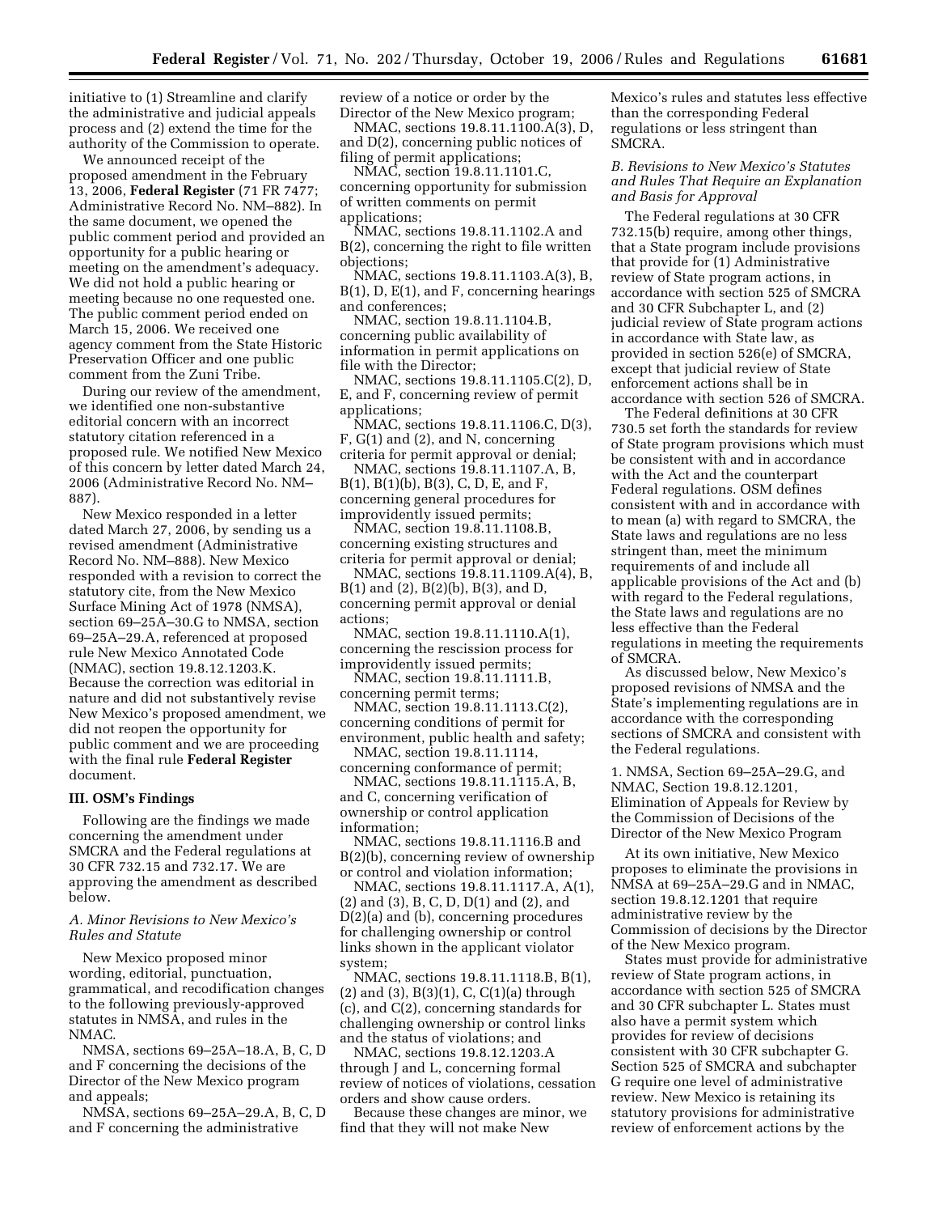initiative to (1) Streamline and clarify the administrative and judicial appeals process and (2) extend the time for the authority of the Commission to operate.

We announced receipt of the proposed amendment in the February 13, 2006, **Federal Register** (71 FR 7477; Administrative Record No. NM–882). In the same document, we opened the public comment period and provided an opportunity for a public hearing or meeting on the amendment's adequacy. We did not hold a public hearing or meeting because no one requested one. The public comment period ended on March 15, 2006. We received one agency comment from the State Historic Preservation Officer and one public comment from the Zuni Tribe.

During our review of the amendment, we identified one non-substantive editorial concern with an incorrect statutory citation referenced in a proposed rule. We notified New Mexico of this concern by letter dated March 24, 2006 (Administrative Record No. NM–887).

New Mexico responded in a letter dated March 27, 2006, by sending us a revised amendment (Administrative Record No. NM–888). New Mexico responded with a revision to correct the statutory cite, from the New Mexico Surface Mining Act of 1978 (NMSA), section 69–25A–30.G to NMSA, section 69–25A–29.A, referenced at proposed rule New Mexico Annotated Code (NMAC), section 19.8.12.1203.K. Because the correction was editorial in nature and did not substantively revise New Mexico's proposed amendment, we did not reopen the opportunity for public comment and we are proceeding with the final rule **Federal Register** document.

## III. OSM's Findings

Following are the findings we made concerning the amendment under SMCRA and the Federal regulations at 30 CFR 732.15 and 732.17. We are approving the amendment as described below.

### *A. Minor Revisions to New Mexico's Rules and Statute*

New Mexico proposed minor wording, editorial, punctuation, grammatical, and recodification changes to the following previously-approved statutes in NMSA, and rules in the NMAC.

NMSA, sections 69–25A–18.A, B, C, D and F concerning the decisions of the Director of the New Mexico program and appeals;

NMSA, sections 69–25A–29.A, B, C, D and F concerning the administrative review of a notice or order by the Director of the New Mexico program;

NMAC, sections 19.8.11.1100.A(3), D, and D(2), concerning public notices of filing of permit applications;

NMAC, section 19.8.11.1101.C, concerning opportunity for submission of written comments on permit applications;

NMAC, sections 19.8.11.1102.A and B(2), concerning the right to file written objections;

NMAC, sections 19.8.11.1103.A(3), B, B(1), D, E(1), and F, concerning hearings and conferences;

NMAC, section 19.8.11.1104.B, concerning public availability of information in permit applications on file with the Director;

NMAC, sections 19.8.11.1105.C(2), D, E, and F, concerning review of permit applications;

NMAC, sections 19.8.11.1106.C, D(3), F, G(1) and (2), and N, concerning criteria for permit approval or denial;

NMAC, sections 19.8.11.1107.A, B, B(1), B(1)(b), B(3), C, D, E, and F, concerning general procedures for improvidently issued permits;

NMAC, section 19.8.11.1108.B, concerning existing structures and criteria for permit approval or denial;

NMAC, sections 19.8.11.1109.A(4), B, B(1) and (2), B(2)(b), B(3), and D, concerning permit approval or denial actions;

NMAC, section 19.8.11.1110.A(1), concerning the rescission process for improvidently issued permits;

NMAC, section 19.8.11.1111.B, concerning permit terms;

NMAC, section 19.8.11.1113.C(2), concerning conditions of permit for environment, public health and safety;

NMAC, section 19.8.11.1114, concerning conformance of permit;

NMAC, sections 19.8.11.1115.A, B, and C, concerning verification of ownership or control application information;

NMAC, sections 19.8.11.1116.B and B(2)(b), concerning review of ownership or control and violation information;

NMAC, sections 19.8.11.1117.A, A(1), (2) and (3), B, C, D, D(1) and (2), and D(2)(a) and (b), concerning procedures for challenging ownership or control links shown in the applicant violator system;

NMAC, sections 19.8.11.1118.B, B(1), (2) and (3), B(3)(1), C, C(1)(a) through (c), and C(2), concerning standards for challenging ownership or control links and the status of violations; and

NMAC, sections 19.8.12.1203.A through J and L, concerning formal review of notices of violations, cessation orders and show cause orders.

Because these changes are minor, we find that they will not make New Mexico's rules and statutes less effective than the corresponding Federal regulations or less stringent than SMCRA.

### *B. Revisions to New Mexico's Statutes and Rules That Require an Explanation and Basis for Approval*

The Federal regulations at 30 CFR 732.15(b) require, among other things, that a State program include provisions that provide for (1) Administrative review of State program actions, in accordance with section 525 of SMCRA and 30 CFR Subchapter L, and (2) judicial review of State program actions in accordance with State law, as provided in section 526(e) of SMCRA, except that judicial review of State enforcement actions shall be in accordance with section 526 of SMCRA.

The Federal definitions at 30 CFR 730.5 set forth the standards for review of State program provisions which must be consistent with and in accordance with the Act and the counterpart Federal regulations. OSM defines consistent with and in accordance with to mean (a) with regard to SMCRA, the State laws and regulations are no less stringent than, meet the minimum requirements of and include all applicable provisions of the Act and (b) with regard to the Federal regulations, the State laws and regulations are no less effective than the Federal regulations in meeting the requirements of SMCRA.

As discussed below, New Mexico's proposed revisions of NMSA and the State's implementing regulations are in accordance with the corresponding sections of SMCRA and consistent with the Federal regulations.

1. NMSA, Section 69–25A–29.G, and NMAC, Section 19.8.12.1201, Elimination of Appeals for Review by the Commission of Decisions of the Director of the New Mexico Program

At its own initiative, New Mexico proposes to eliminate the provisions in NMSA at 69–25A–29.G and in NMAC, section 19.8.12.1201 that require administrative review by the Commission of decisions by the Director of the New Mexico program.

States must provide for administrative review of State program actions, in accordance with section 525 of SMCRA and 30 CFR subchapter L. States must also have a permit system which provides for review of decisions consistent with 30 CFR subchapter G. Section 525 of SMCRA and subchapter G require one level of administrative review. New Mexico is retaining its statutory provisions for administrative review of enforcement actions by the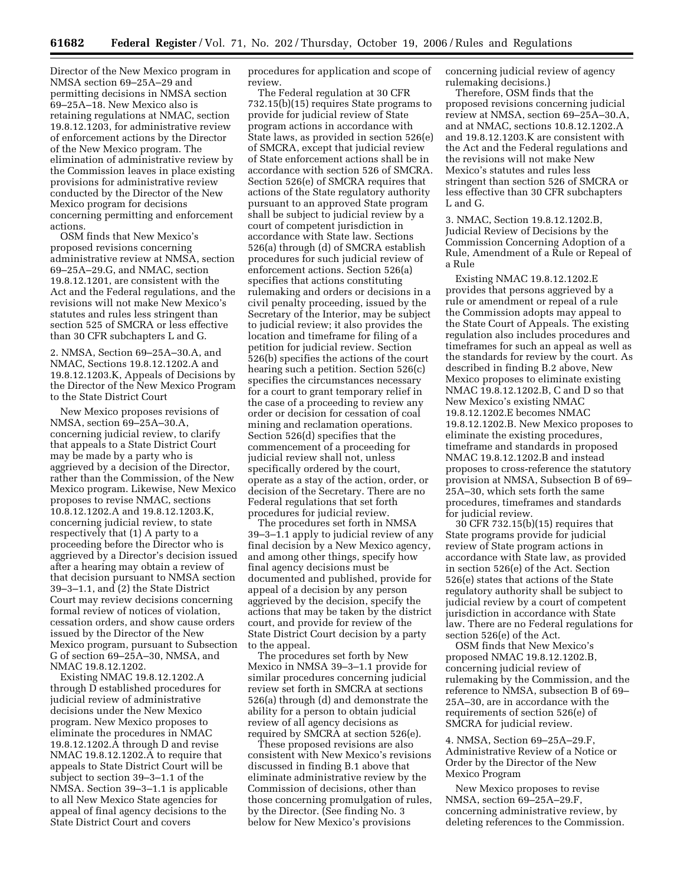Director of the New Mexico program in NMSA section 69–25A–29 and permitting decisions in NMSA section 69–25A–18. New Mexico also is retaining regulations at NMAC, section 19.8.12.1203, for administrative review of enforcement actions by the Director of the New Mexico program. The elimination of administrative review by the Commission leaves in place existing provisions for administrative review conducted by the Director of the New Mexico program for decisions concerning permitting and enforcement actions.

OSM finds that New Mexico's proposed revisions concerning administrative review at NMSA, section 69–25A–29.G, and NMAC, section 19.8.12.1201, are consistent with the Act and the Federal regulations, and the revisions will not make New Mexico's statutes and rules less stringent than section 525 of SMCRA or less effective than 30 CFR subchapters L and G.

2. NMSA, Section 69–25A–30.A, and NMAC, Sections 19.8.12.1202.A and 19.8.12.1203.K, Appeals of Decisions by the Director of the New Mexico Program to the State District Court

New Mexico proposes revisions of NMSA, section 69–25A–30.A, concerning judicial review, to clarify that appeals to a State District Court may be made by a party who is aggrieved by a decision of the Director, rather than the Commission, of the New Mexico program. Likewise, New Mexico proposes to revise NMAC, sections 10.8.12.1202.A and 19.8.12.1203.K, concerning judicial review, to state respectively that (1) A party to a proceeding before the Director who is aggrieved by a Director's decision issued after a hearing may obtain a review of that decision pursuant to NMSA section 39–3–1.1, and (2) the State District Court may review decisions concerning formal review of notices of violation, cessation orders, and show cause orders issued by the Director of the New Mexico program, pursuant to Subsection G of section 69–25A–30, NMSA, and NMAC 19.8.12.1202.

Existing NMAC 19.8.12.1202.A through D established procedures for judicial review of administrative decisions under the New Mexico program. New Mexico proposes to eliminate the procedures in NMAC 19.8.12.1202.A through D and revise NMAC 19.8.12.1202.A to require that appeals to State District Court will be subject to section 39–3–1.1 of the NMSA. Section 39–3–1.1 is applicable to all New Mexico State agencies for appeal of final agency decisions to the State District Court and covers procedures for application and scope of review.

The Federal regulation at 30 CFR 732.15(b)(15) requires State programs to provide for judicial review of State program actions in accordance with State laws, as provided in section 526(e) of SMCRA, except that judicial review of State enforcement actions shall be in accordance with section 526 of SMCRA. Section 526(e) of SMCRA requires that actions of the State regulatory authority pursuant to an approved State program shall be subject to judicial review by a court of competent jurisdiction in accordance with State law. Sections 526(a) through (d) of SMCRA establish procedures for such judicial review of enforcement actions. Section 526(a) specifies that actions constituting rulemaking and orders or decisions in a civil penalty proceeding, issued by the Secretary of the Interior, may be subject to judicial review; it also provides the location and timeframe for filing of a petition for judicial review. Section 526(b) specifies the actions of the court hearing such a petition. Section 526(c) specifies the circumstances necessary for a court to grant temporary relief in the case of a proceeding to review any order or decision for cessation of coal mining and reclamation operations. Section 526(d) specifies that the commencement of a proceeding for judicial review shall not, unless specifically ordered by the court, operate as a stay of the action, order, or decision of the Secretary. There are no Federal regulations that set forth procedures for judicial review.

The procedures set forth in NMSA 39–3–1.1 apply to judicial review of any final decision by a New Mexico agency, and among other things, specify how final agency decisions must be documented and published, provide for appeal of a decision by any person aggrieved by the decision, specify the actions that may be taken by the district court, and provide for review of the State District Court decision by a party to the appeal.

The procedures set forth by New Mexico in NMSA 39–3–1.1 provide for similar procedures concerning judicial review set forth in SMCRA at sections 526(a) through (d) and demonstrate the ability for a person to obtain judicial review of all agency decisions as required by SMCRA at section 526(e).

These proposed revisions are also consistent with New Mexico's revisions discussed in finding B.1 above that eliminate administrative review by the Commission of decisions, other than those concerning promulgation of rules, by the Director. (See finding No. 3 below for New Mexico's provisions concerning judicial review of agency rulemaking decisions.)

Therefore, OSM finds that the proposed revisions concerning judicial review at NMSA, section 69–25A–30.A, and at NMAC, sections 10.8.12.1202.A and 19.8.12.1203.K are consistent with the Act and the Federal regulations and the revisions will not make New Mexico's statutes and rules less stringent than section 526 of SMCRA or less effective than 30 CFR subchapters L and G.

3. NMAC, Section 19.8.12.1202.B, Judicial Review of Decisions by the Commission Concerning Adoption of a Rule, Amendment of a Rule or Repeal of a Rule

Existing NMAC 19.8.12.1202.E provides that persons aggrieved by a rule or amendment or repeal of a rule the Commission adopts may appeal to the State Court of Appeals. The existing regulation also includes procedures and timeframes for such an appeal as well as the standards for review by the court. As described in finding B.2 above, New Mexico proposes to eliminate existing NMAC 19.8.12.1202.B, C and D so that New Mexico's existing NMAC 19.8.12.1202.E becomes NMAC 19.8.12.1202.B. New Mexico proposes to eliminate the existing procedures, timeframe and standards in proposed NMAC 19.8.12.1202.B and instead proposes to cross-reference the statutory provision at NMSA, Subsection B of 69–25A–30, which sets forth the same procedures, timeframes and standards for judicial review.

30 CFR 732.15(b)(15) requires that State programs provide for judicial review of State program actions in accordance with State law, as provided in section 526(e) of the Act. Section 526(e) states that actions of the State regulatory authority shall be subject to judicial review by a court of competent jurisdiction in accordance with State law. There are no Federal regulations for section 526(e) of the Act.

OSM finds that New Mexico's proposed NMAC 19.8.12.1202.B, concerning judicial review of rulemaking by the Commission, and the reference to NMSA, subsection B of 69–25A–30, are in accordance with the requirements of section 526(e) of SMCRA for judicial review.

4. NMSA, Section 69–25A–29.F, Administrative Review of a Notice or Order by the Director of the New Mexico Program

New Mexico proposes to revise NMSA, section 69–25A–29.F, concerning administrative review, by deleting references to the Commission.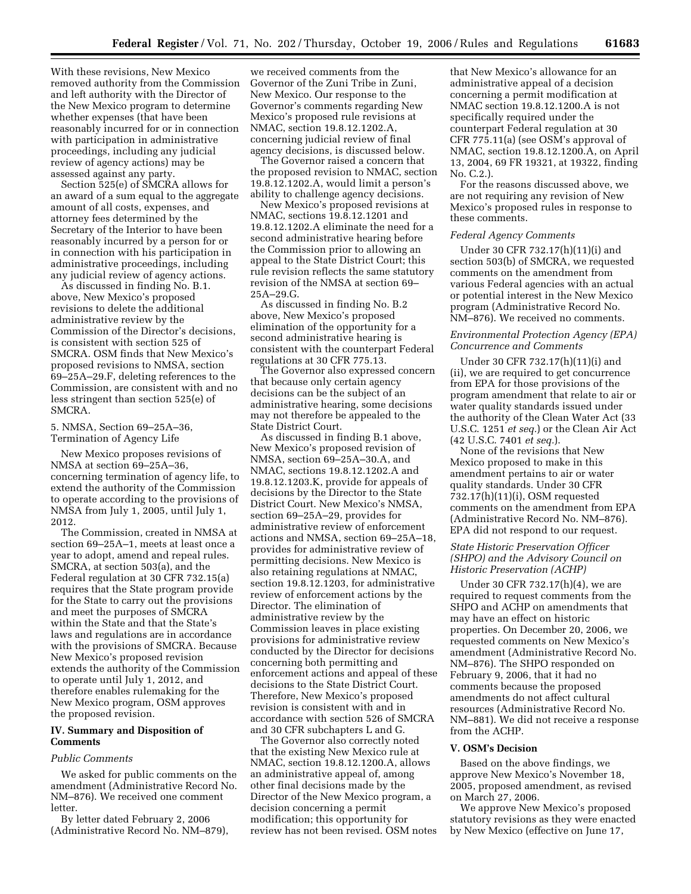With these revisions, New Mexico removed authority from the Commission and left authority with the Director of the New Mexico program to determine whether expenses (that have been reasonably incurred for or in connection with participation in administrative proceedings, including any judicial review of agency actions) may be assessed against any party.

Section 525(e) of SMCRA allows for an award of a sum equal to the aggregate amount of all costs, expenses, and attorney fees determined by the Secretary of the Interior to have been reasonably incurred by a person for or in connection with his participation in administrative proceedings, including any judicial review of agency actions.

As discussed in finding No. B.1. above, New Mexico's proposed revisions to delete the additional administrative review by the Commission of the Director's decisions, is consistent with section 525 of SMCRA. OSM finds that New Mexico's proposed revisions to NMSA, section 69–25A–29.F, deleting references to the Commission, are consistent with and no less stringent than section 525(e) of SMCRA.

5. NMSA, Section 69–25A–36, Termination of Agency Life

New Mexico proposes revisions of NMSA at section 69–25A–36, concerning termination of agency life, to extend the authority of the Commission to operate according to the provisions of NMSA from July 1, 2005, until July 1, 2012.

The Commission, created in NMSA at section 69–25A–1, meets at least once a year to adopt, amend and repeal rules. SMCRA, at section 503(a), and the Federal regulation at 30 CFR 732.15(a) requires that the State program provide for the State to carry out the provisions and meet the purposes of SMCRA within the State and that the State's laws and regulations are in accordance with the provisions of SMCRA. Because New Mexico's proposed revision extends the authority of the Commission to operate until July 1, 2012, and therefore enables rulemaking for the New Mexico program, OSM approves the proposed revision.

## IV. Summary and Disposition of Comments

*Public Comments*

We asked for public comments on the amendment (Administrative Record No. NM–876). We received one comment letter.

By letter dated February 2, 2006 (Administrative Record No. NM–879), we received comments from the Governor of the Zuni Tribe in Zuni, New Mexico. Our response to the Governor's comments regarding New Mexico's proposed rule revisions at NMAC, section 19.8.12.1202.A, concerning judicial review of final agency decisions, is discussed below.

The Governor raised a concern that the proposed revision to NMAC, section 19.8.12.1202.A, would limit a person's ability to challenge agency decisions.

New Mexico's proposed revisions at NMAC, sections 19.8.12.1201 and 19.8.12.1202.A eliminate the need for a second administrative hearing before the Commission prior to allowing an appeal to the State District Court; this rule revision reflects the same statutory revision of the NMSA at section 69–25A–29.G.

As discussed in finding No. B.2 above, New Mexico's proposed elimination of the opportunity for a second administrative hearing is consistent with the counterpart Federal regulations at 30 CFR 775.13.

The Governor also expressed concern that because only certain agency decisions can be the subject of an administrative hearing, some decisions may not therefore be appealed to the State District Court.

As discussed in finding B.1 above, New Mexico's proposed revision of NMSA, section 69–25A–30.A, and NMAC, sections 19.8.12.1202.A and 19.8.12.1203.K, provide for appeals of decisions by the Director to the State District Court. New Mexico's NMSA, section 69–25A–29, provides for administrative review of enforcement actions and NMSA, section 69–25A–18, provides for administrative review of permitting decisions. New Mexico is also retaining regulations at NMAC, section 19.8.12.1203, for administrative review of enforcement actions by the Director. The elimination of administrative review by the Commission leaves in place existing provisions for administrative review conducted by the Director for decisions concerning both permitting and enforcement actions and appeal of these decisions to the State District Court. Therefore, New Mexico's proposed revision is consistent with and in accordance with section 526 of SMCRA and 30 CFR subchapters L and G.

The Governor also correctly noted that the existing New Mexico rule at NMAC, section 19.8.12.1200.A, allows an administrative appeal of, among other final decisions made by the Director of the New Mexico program, a decision concerning a permit modification; this opportunity for review has not been revised. OSM notes that New Mexico's allowance for an administrative appeal of a decision concerning a permit modification at NMAC section 19.8.12.1200.A is not specifically required under the counterpart Federal regulation at 30 CFR 775.11(a) (see OSM's approval of NMAC, section 19.8.12.1200.A, on April 13, 2004, 69 FR 19321, at 19322, finding No. C.2.).

For the reasons discussed above, we are not requiring any revision of New Mexico's proposed rules in response to these comments.

*Federal Agency Comments*

Under 30 CFR 732.17(h)(11)(i) and section 503(b) of SMCRA, we requested comments on the amendment from various Federal agencies with an actual or potential interest in the New Mexico program (Administrative Record No. NM–876). We received no comments.

*Environmental Protection Agency (EPA) Concurrence and Comments*

Under 30 CFR 732.17(h)(11)(i) and (ii), we are required to get concurrence from EPA for those provisions of the program amendment that relate to air or water quality standards issued under the authority of the Clean Water Act (33 U.S.C. 1251 *et seq.*) or the Clean Air Act (42 U.S.C. 7401 *et seq.*).

None of the revisions that New Mexico proposed to make in this amendment pertains to air or water quality standards. Under 30 CFR 732.17(h)(11)(i), OSM requested comments on the amendment from EPA (Administrative Record No. NM–876). EPA did not respond to our request.

*State Historic Preservation Officer (SHPO) and the Advisory Council on Historic Preservation (ACHP)*

Under 30 CFR 732.17(h)(4), we are required to request comments from the SHPO and ACHP on amendments that may have an effect on historic properties. On December 20, 2006, we requested comments on New Mexico's amendment (Administrative Record No. NM–876). The SHPO responded on February 9, 2006, that it had no comments because the proposed amendments do not affect cultural resources (Administrative Record No. NM–881). We did not receive a response from the ACHP.

## V. OSM's Decision

Based on the above findings, we approve New Mexico's November 18, 2005, proposed amendment, as revised on March 27, 2006.

We approve New Mexico's proposed statutory revisions as they were enacted by New Mexico (effective on June 17,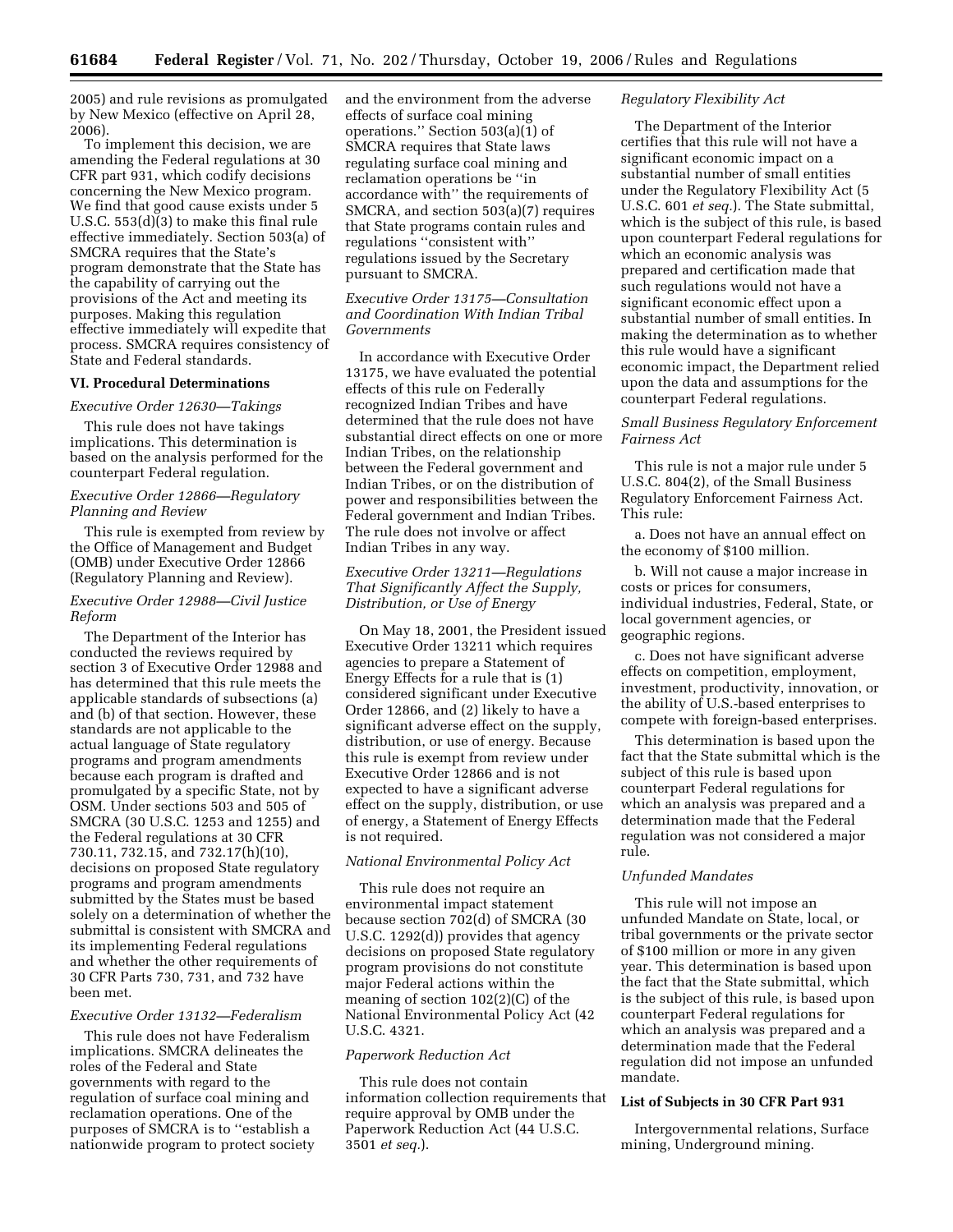2005) and rule revisions as promulgated by New Mexico (effective on April 28, 2006).

To implement this decision, we are amending the Federal regulations at 30 CFR part 931, which codify decisions concerning the New Mexico program. We find that good cause exists under 5 U.S.C. 553(d)(3) to make this final rule effective immediately. Section 503(a) of SMCRA requires that the State's program demonstrate that the State has the capability of carrying out the provisions of the Act and meeting its purposes. Making this regulation effective immediately will expedite that process. SMCRA requires consistency of State and Federal standards.

**VI. Procedural Determinations**

*Executive Order 12630—Takings*

This rule does not have takings implications. This determination is based on the analysis performed for the counterpart Federal regulation.

*Executive Order 12866—Regulatory Planning and Review*

This rule is exempted from review by the Office of Management and Budget (OMB) under Executive Order 12866 (Regulatory Planning and Review).

*Executive Order 12988—Civil Justice Reform*

The Department of the Interior has conducted the reviews required by section 3 of Executive Order 12988 and has determined that this rule meets the applicable standards of subsections (a) and (b) of that section. However, these standards are not applicable to the actual language of State regulatory programs and program amendments because each program is drafted and promulgated by a specific State, not by OSM. Under sections 503 and 505 of SMCRA (30 U.S.C. 1253 and 1255) and the Federal regulations at 30 CFR 730.11, 732.15, and 732.17(h)(10), decisions on proposed State regulatory programs and program amendments submitted by the States must be based solely on a determination of whether the submittal is consistent with SMCRA and its implementing Federal regulations and whether the other requirements of 30 CFR Parts 730, 731, and 732 have been met.

*Executive Order 13132—Federalism*

This rule does not have Federalism implications. SMCRA delineates the roles of the Federal and State governments with regard to the regulation of surface coal mining and reclamation operations. One of the purposes of SMCRA is to ''establish a nationwide program to protect society and the environment from the adverse effects of surface coal mining operations.'' Section 503(a)(1) of SMCRA requires that State laws regulating surface coal mining and reclamation operations be ''in accordance with'' the requirements of SMCRA, and section 503(a)(7) requires that State programs contain rules and regulations ''consistent with'' regulations issued by the Secretary pursuant to SMCRA.

*Executive Order 13175—Consultation and Coordination With Indian Tribal Governments*

In accordance with Executive Order 13175, we have evaluated the potential effects of this rule on Federally recognized Indian Tribes and have determined that the rule does not have substantial direct effects on one or more Indian Tribes, on the relationship between the Federal government and Indian Tribes, or on the distribution of power and responsibilities between the Federal government and Indian Tribes. The rule does not involve or affect Indian Tribes in any way.

*Executive Order 13211—Regulations That Significantly Affect the Supply, Distribution, or Use of Energy*

On May 18, 2001, the President issued Executive Order 13211 which requires agencies to prepare a Statement of Energy Effects for a rule that is (1) considered significant under Executive Order 12866, and (2) likely to have a significant adverse effect on the supply, distribution, or use of energy. Because this rule is exempt from review under Executive Order 12866 and is not expected to have a significant adverse effect on the supply, distribution, or use of energy, a Statement of Energy Effects is not required.

*National Environmental Policy Act*

This rule does not require an environmental impact statement because section 702(d) of SMCRA (30 U.S.C. 1292(d)) provides that agency decisions on proposed State regulatory program provisions do not constitute major Federal actions within the meaning of section 102(2)(C) of the National Environmental Policy Act (42 U.S.C. 4321.

*Paperwork Reduction Act*

This rule does not contain information collection requirements that require approval by OMB under the Paperwork Reduction Act (44 U.S.C. 3501 *et seq.*).

*Regulatory Flexibility Act*

The Department of the Interior certifies that this rule will not have a significant economic impact on a substantial number of small entities under the Regulatory Flexibility Act (5 U.S.C. 601 *et seq.*). The State submittal, which is the subject of this rule, is based upon counterpart Federal regulations for which an economic analysis was prepared and certification made that such regulations would not have a significant economic effect upon a substantial number of small entities. In making the determination as to whether this rule would have a significant economic impact, the Department relied upon the data and assumptions for the counterpart Federal regulations.

*Small Business Regulatory Enforcement Fairness Act*

This rule is not a major rule under 5 U.S.C. 804(2), of the Small Business Regulatory Enforcement Fairness Act. This rule:

a. Does not have an annual effect on the economy of $100 million.

b. Will not cause a major increase in costs or prices for consumers, individual industries, Federal, State, or local government agencies, or geographic regions.

c. Does not have significant adverse effects on competition, employment, investment, productivity, innovation, or the ability of U.S.-based enterprises to compete with foreign-based enterprises.

This determination is based upon the fact that the State submittal which is the subject of this rule is based upon counterpart Federal regulations for which an analysis was prepared and a determination made that the Federal regulation was not considered a major rule.

*Unfunded Mandates*

This rule will not impose an unfunded Mandate on State, local, or tribal governments or the private sector of $100 million or more in any given year. This determination is based upon the fact that the State submittal, which is the subject of this rule, is based upon counterpart Federal regulations for which an analysis was prepared and a determination made that the Federal regulation did not impose an unfunded mandate.

**List of Subjects in 30 CFR Part 931**

Intergovernmental relations, Surface mining, Underground mining.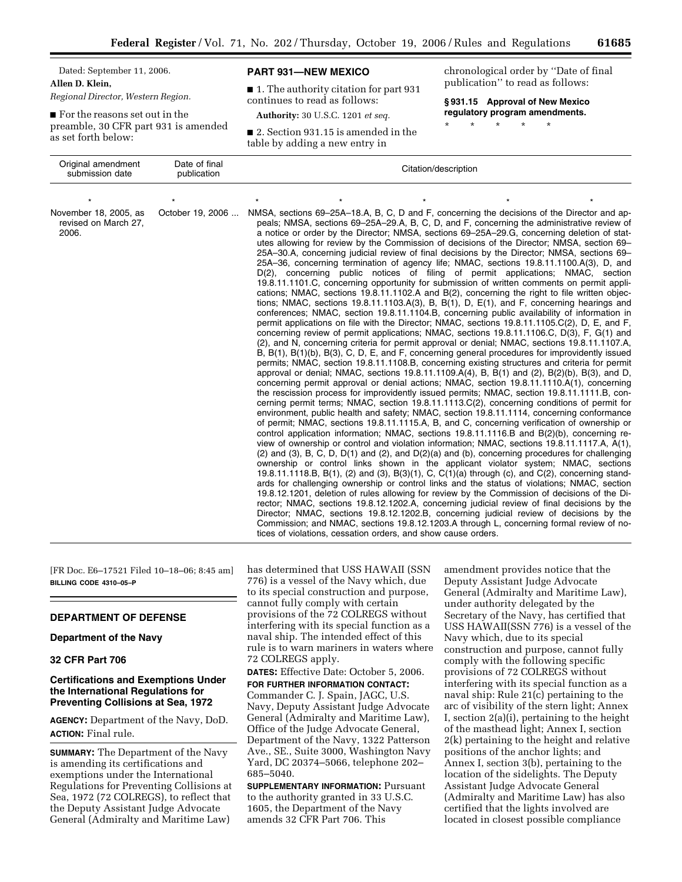Dated: September 11, 2006.

**Allen D. Klein,**

*Regional Director, Western Region.*

■ For the reasons set out in the preamble, 30 CFR part 931 is amended as set forth below:

## PART 931—NEW MEXICO

■ 1. The authority citation for part 931 continues to read as follows:

**Authority:** 30 U.S.C. 1201 *et seq.*

■ 2. Section 931.15 is amended in the table by adding a new entry in chronological order by ''Date of final publication'' to read as follows:

**§ 931.15 Approval of New Mexico regulatory program amendments.**

\* \* \* \* \*

| Original amendment submission date | Date of final publication | Citation/description |
|---|---|---|
| \* | \* | \* \* \* \* \* |
| November 18, 2005, as revised on March 27, 2006. | October 19, 2006 ... | NMSA, sections 69–25A–18.A, B, C, D and F, concerning the decisions of the Director and appeals; NMSA, sections 69–25A–29.A, B, C, D, and F, concerning the administrative review of a notice or order by the Director; NMSA, sections 69–25A–29.G, concerning deletion of statutes allowing for review by the Commission of decisions of the Director; NMSA, section 69–25A–30.A, concerning judicial review of final decisions by the Director; NMSA, sections 69–25A–36, concerning termination of agency life; NMAC, sections 19.8.11.1100.A(3), D, and D(2), concerning public notices of filing of permit applications; NMAC, section 19.8.11.1101.C, concerning opportunity for submission of written comments on permit applications; NMAC, sections 19.8.11.1102.A and B(2), concerning the right to file written objections; NMAC, sections 19.8.11.1103.A(3), B, B(1), D, E(1), and F, concerning hearings and conferences; NMAC, section 19.8.11.1104.B, concerning public availability of information in permit applications on file with the Director; NMAC, sections 19.8.11.1105.C(2), D, E, and F, concerning review of permit applications; NMAC, sections 19.8.11.1106.C, D(3), F, G(1) and (2), and N, concerning criteria for permit approval or denial; NMAC, sections 19.8.11.1107.A, B, B(1), B(1)(b), B(3), C, D, E, and F, concerning general procedures for improvidently issued permits; NMAC, section 19.8.11.1108.B, concerning existing structures and criteria for permit approval or denial; NMAC, sections 19.8.11.1109.A(4), B, B(1) and (2), B(2)(b), B(3), and D, concerning permit approval or denial actions; NMAC, section 19.8.11.1110.A(1), concerning the rescission process for improvidently issued permits; NMAC, section 19.8.11.1111.B, concerning permit terms; NMAC, section 19.8.11.1113.C(2), concerning conditions of permit for environment, public health and safety; NMAC, section 19.8.11.1114, concerning conformance of permit; NMAC, sections 19.8.11.1115.A, B, and C, concerning verification of ownership or control application information; NMAC, sections 19.8.11.1116.B and B(2)(b), concerning review of ownership or control and violation information; NMAC, sections 19.8.11.1117.A, A(1), (2) and (3), B, C, D, D(1) and (2), and D(2)(a) and (b), concerning procedures for challenging ownership or control links shown in the applicant violator system; NMAC, sections 19.8.11.1118.B, B(1), (2) and (3), B(3)(1), C, C(1)(a) through (c), and C(2), concerning standards for challenging ownership or control links and the status of violations; NMAC, section 19.8.12.1201, deletion of rules allowing for review by the Commission of decisions of the Director; NMAC, sections 19.8.12.1202.A, concerning judicial review of final decisions by the Director; NMAC, sections 19.8.12.1202.B, concerning judicial review of decisions by the Commission; and NMAC, sections 19.8.12.1203.A through L, concerning formal review of notices of violations, cessation orders, and show cause orders. |

[FR Doc. E6–17521 Filed 10–18–06; 8:45 am]

**BILLING CODE 4310–05–P**

## DEPARTMENT OF DEFENSE

### Department of the Navy

### 32 CFR Part 706

### Certifications and Exemptions Under the International Regulations for Preventing Collisions at Sea, 1972

**AGENCY:** Department of the Navy, DoD.

**ACTION:** Final rule.

**SUMMARY:** The Department of the Navy is amending its certifications and exemptions under the International Regulations for Preventing Collisions at Sea, 1972 (72 COLREGS), to reflect that the Deputy Assistant Judge Advocate General (Admiralty and Maritime Law) has determined that USS HAWAII (SSN 776) is a vessel of the Navy which, due to its special construction and purpose, cannot fully comply with certain provisions of the 72 COLREGS without interfering with its special function as a naval ship. The intended effect of this rule is to warn mariners in waters where 72 COLREGS apply.

**DATES:** Effective Date: October 5, 2006.

**FOR FURTHER INFORMATION CONTACT:** Commander C. J. Spain, JAGC, U.S. Navy, Deputy Assistant Judge Advocate General (Admiralty and Maritime Law), Office of the Judge Advocate General, Department of the Navy, 1322 Patterson Ave., SE., Suite 3000, Washington Navy Yard, DC 20374–5066, telephone 202–685–5040.

**SUPPLEMENTARY INFORMATION:** Pursuant to the authority granted in 33 U.S.C. 1605, the Department of the Navy amends 32 CFR Part 706. This amendment provides notice that the Deputy Assistant Judge Advocate General (Admiralty and Maritime Law), under authority delegated by the Secretary of the Navy, has certified that USS HAWAII(SSN 776) is a vessel of the Navy which, due to its special construction and purpose, cannot fully comply with the following specific provisions of 72 COLREGS without interfering with its special function as a naval ship: Rule 21(c) pertaining to the arc of visibility of the stern light; Annex I, section 2(a)(i), pertaining to the height of the masthead light; Annex I, section 2(k) pertaining to the height and relative positions of the anchor lights; and Annex I, section 3(b), pertaining to the location of the sidelights. The Deputy Assistant Judge Advocate General (Admiralty and Maritime Law) has also certified that the lights involved are located in closest possible compliance